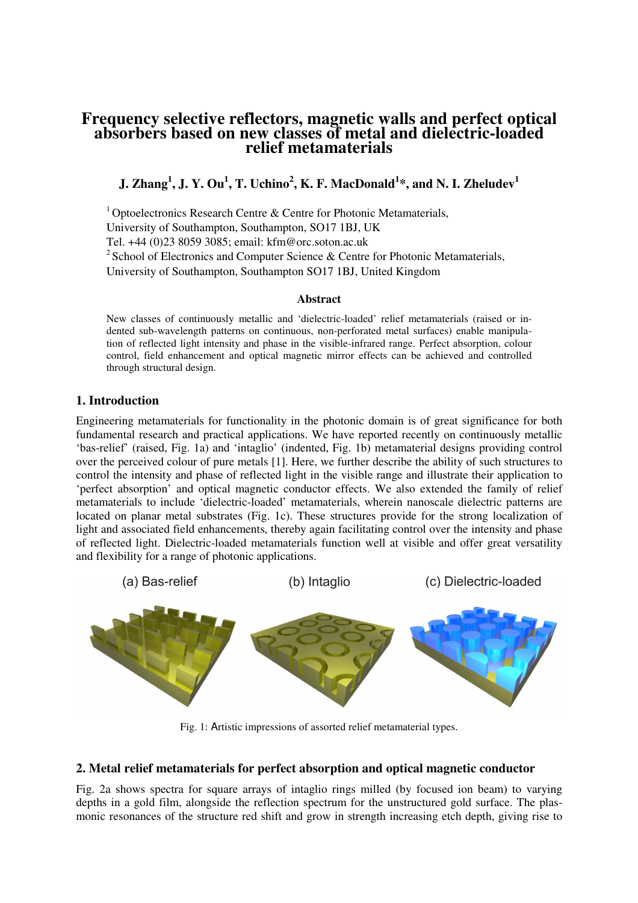# Frequency selective reflectors, magnetic walls and perfect optical absorbers based on new classes of metal and dielectric-loaded relief metamaterials

**J. Zhang[1], J. Y. Ou[1], T. Uchino[2], K. F. MacDonald[1]*, and N. I. Zheludev[1]**

[1] Optoelectronics Research Centre & Centre for Photonic Metamaterials,
University of Southampton, Southampton, SO17 1BJ, UK
Tel. +44 (0)23 8059 3085; email: kfm@orc.soton.ac.uk
[2] School of Electronics and Computer Science & Centre for Photonic Metamaterials,
University of Southampton, Southampton SO17 1BJ, United Kingdom

### Abstract

New classes of continuously metallic and 'dielectric-loaded' relief metamaterials (raised or indented sub-wavelength patterns on continuous, non-perforated metal surfaces) enable manipulation of reflected light intensity and phase in the visible-infrared range. Perfect absorption, colour control, field enhancement and optical magnetic mirror effects can be achieved and controlled through structural design.

## 1. Introduction

Engineering metamaterials for functionality in the photonic domain is of great significance for both fundamental research and practical applications. We have reported recently on continuously metallic 'bas-relief' (raised, Fig. 1a) and 'intaglio' (indented, Fig. 1b) metamaterial designs providing control over the perceived colour of pure metals [1]. Here, we further describe the ability of such structures to control the intensity and phase of reflected light in the visible range and illustrate their application to 'perfect absorption' and optical magnetic conductor effects. We also extended the family of relief metamaterials to include 'dielectric-loaded' metamaterials, wherein nanoscale dielectric patterns are located on planar metal substrates (Fig. 1c). These structures provide for the strong localization of light and associated field enhancements, thereby again facilitating control over the intensity and phase of reflected light. Dielectric-loaded metamaterials function well at visible and offer great versatility and flexibility for a range of photonic applications.

(a) Bas-relief (b) Intaglio (c) Dielectric-loaded

Fig. 1: Artistic impressions of assorted relief metamaterial types.

## 2. Metal relief metamaterials for perfect absorption and optical magnetic conductor

Fig. 2a shows spectra for square arrays of intaglio rings milled (by focused ion beam) to varying depths in a gold film, alongside the reflection spectrum for the unstructured gold surface. The plasmonic resonances of the structure red shift and grow in strength increasing etch depth, giving rise to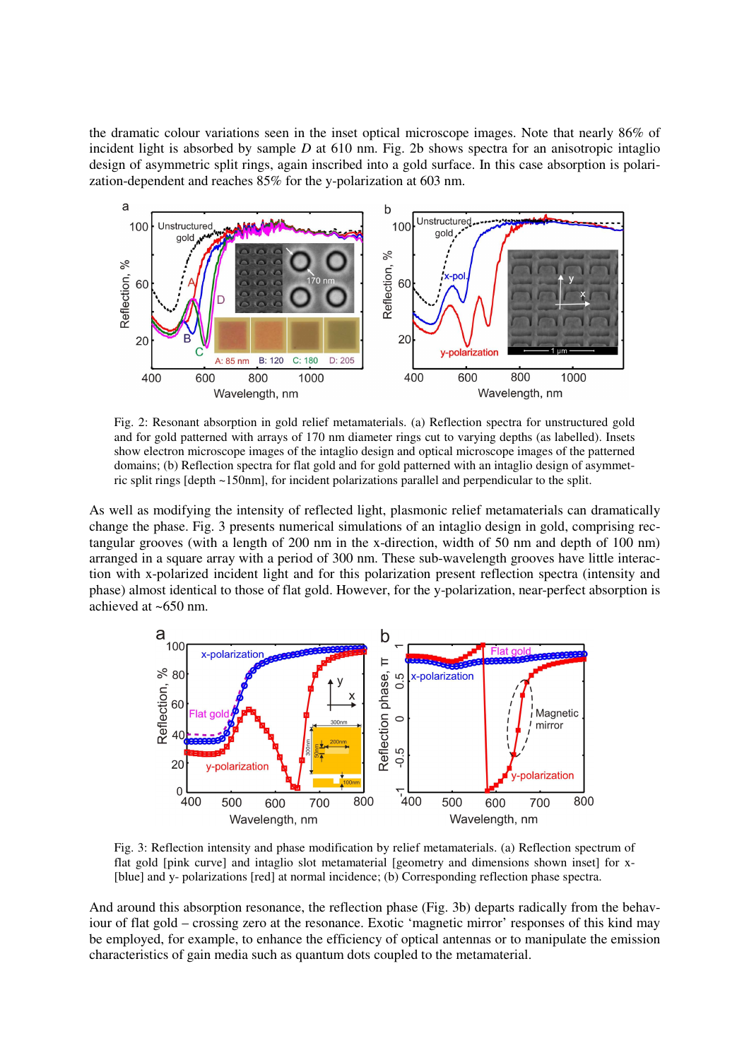the dramatic colour variations seen in the inset optical microscope images. Note that nearly 86% of incident light is absorbed by sample *D* at 610 nm. Fig. 2b shows spectra for an anisotropic intaglio design of asymmetric split rings, again inscribed into a gold surface. In this case absorption is polarization-dependent and reaches 85% for the y-polarization at 603 nm.

Fig. 2: Resonant absorption in gold relief metamaterials. (a) Reflection spectra for unstructured gold and for gold patterned with arrays of 170 nm diameter rings cut to varying depths (as labelled). Insets show electron microscope images of the intaglio design and optical microscope images of the patterned domains; (b) Reflection spectra for flat gold and for gold patterned with an intaglio design of asymmetric split rings [depth ~150nm], for incident polarizations parallel and perpendicular to the split.

As well as modifying the intensity of reflected light, plasmonic relief metamaterials can dramatically change the phase. Fig. 3 presents numerical simulations of an intaglio design in gold, comprising rectangular grooves (with a length of 200 nm in the x-direction, width of 50 nm and depth of 100 nm) arranged in a square array with a period of 300 nm. These sub-wavelength grooves have little interaction with x-polarized incident light and for this polarization present reflection spectra (intensity and phase) almost identical to those of flat gold. However, for the y-polarization, near-perfect absorption is achieved at ~650 nm.

Fig. 3: Reflection intensity and phase modification by relief metamaterials. (a) Reflection spectrum of flat gold [pink curve] and intaglio slot metamaterial [geometry and dimensions shown inset] for x- [blue] and y- polarizations [red] at normal incidence; (b) Corresponding reflection phase spectra.

And around this absorption resonance, the reflection phase (Fig. 3b) departs radically from the behaviour of flat gold – crossing zero at the resonance. Exotic 'magnetic mirror' responses of this kind may be employed, for example, to enhance the efficiency of optical antennas or to manipulate the emission characteristics of gain media such as quantum dots coupled to the metamaterial.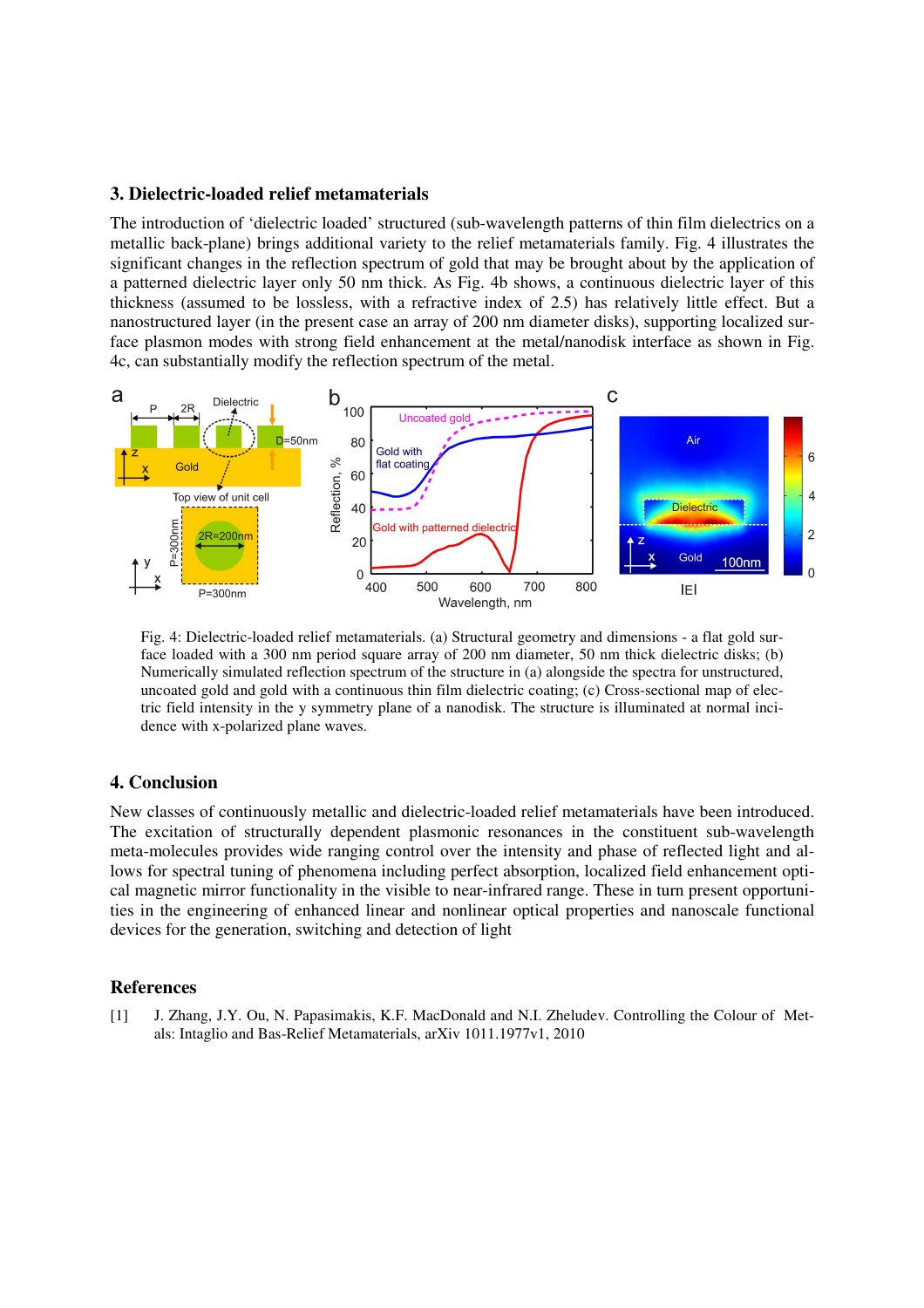## 3. Dielectric-loaded relief metamaterials

The introduction of 'dielectric loaded' structured (sub-wavelength patterns of thin film dielectrics on a metallic back-plane) brings additional variety to the relief metamaterials family. Fig. 4 illustrates the significant changes in the reflection spectrum of gold that may be brought about by the application of a patterned dielectric layer only 50 nm thick. As Fig. 4b shows, a continuous dielectric layer of this thickness (assumed to be lossless, with a refractive index of 2.5) has relatively little effect. But a nanostructured layer (in the present case an array of 200 nm diameter disks), supporting localized surface plasmon modes with strong field enhancement at the metal/nanodisk interface as shown in Fig. 4c, can substantially modify the reflection spectrum of the metal.

a
P
2R
Dielectric
D=50nm
z
x
Gold
Top view of unit cell
y
x
P=300nm
2R=200nm
P=300nm

b
Uncoated gold
Gold with flat coating
Gold with patterned dielectric
Reflection, %
100
80
60
40
20
0
400
500
600
700
800
Wavelength, nm

c
Air
Dielectric
z
x
Gold
100nm
|E|
6
4
2
0

Fig. 4: Dielectric-loaded relief metamaterials. (a) Structural geometry and dimensions - a flat gold surface loaded with a 300 nm period square array of 200 nm diameter, 50 nm thick dielectric disks; (b) Numerically simulated reflection spectrum of the structure in (a) alongside the spectra for unstructured, uncoated gold and gold with a continuous thin film dielectric coating; (c) Cross-sectional map of electric field intensity in the y symmetry plane of a nanodisk. The structure is illuminated at normal incidence with x-polarized plane waves.

## 4. Conclusion

New classes of continuously metallic and dielectric-loaded relief metamaterials have been introduced. The excitation of structurally dependent plasmonic resonances in the constituent sub-wavelength meta-molecules provides wide ranging control over the intensity and phase of reflected light and allows for spectral tuning of phenomena including perfect absorption, localized field enhancement optical magnetic mirror functionality in the visible to near-infrared range. These in turn present opportunities in the engineering of enhanced linear and nonlinear optical properties and nanoscale functional devices for the generation, switching and detection of light

## References

[1] J. Zhang, J.Y. Ou, N. Papasimakis, K.F. MacDonald and N.I. Zheludev. Controlling the Colour of Metals: Intaglio and Bas-Relief Metamaterials, arXiv 1011.1977v1, 2010